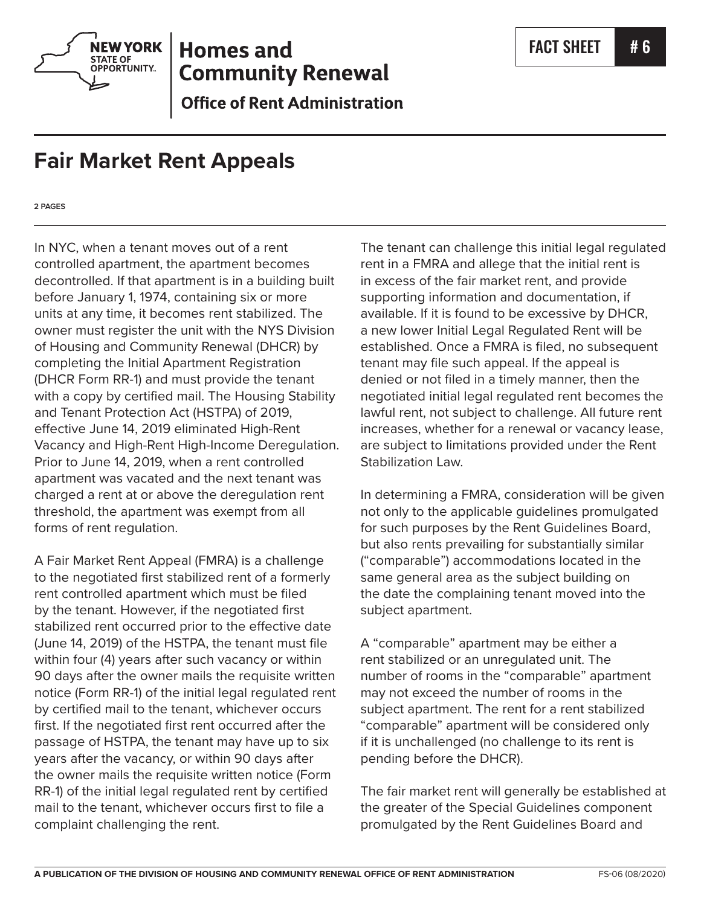NEW YORK STATE OF OPPORTUNITY.

**Homes and Community Renewal**

**Office of Rent Administration**

FACT SHEET **# 6**

# Fair Market Rent Appeals

**2 PAGES**

In NYC, when a tenant moves out of a rent controlled apartment, the apartment becomes decontrolled. If that apartment is in a building built before January 1, 1974, containing six or more units at any time, it becomes rent stabilized. The owner must register the unit with the NYS Division of Housing and Community Renewal (DHCR) by completing the Initial Apartment Registration (DHCR Form RR-1) and must provide the tenant with a copy by certified mail. The Housing Stability and Tenant Protection Act (HSTPA) of 2019, effective June 14, 2019 eliminated High-Rent Vacancy and High-Rent High-Income Deregulation. Prior to June 14, 2019, when a rent controlled apartment was vacated and the next tenant was charged a rent at or above the deregulation rent threshold, the apartment was exempt from all forms of rent regulation.

A Fair Market Rent Appeal (FMRA) is a challenge to the negotiated first stabilized rent of a formerly rent controlled apartment which must be filed by the tenant. However, if the negotiated first stabilized rent occurred prior to the effective date (June 14, 2019) of the HSTPA, the tenant must file within four (4) years after such vacancy or within 90 days after the owner mails the requisite written notice (Form RR-1) of the initial legal regulated rent by certified mail to the tenant, whichever occurs first. If the negotiated first rent occurred after the passage of HSTPA, the tenant may have up to six years after the vacancy, or within 90 days after the owner mails the requisite written notice (Form RR-1) of the initial legal regulated rent by certified mail to the tenant, whichever occurs first to file a complaint challenging the rent.

The tenant can challenge this initial legal regulated rent in a FMRA and allege that the initial rent is in excess of the fair market rent, and provide supporting information and documentation, if available. If it is found to be excessive by DHCR, a new lower Initial Legal Regulated Rent will be established. Once a FMRA is filed, no subsequent tenant may file such appeal. If the appeal is denied or not filed in a timely manner, then the negotiated initial legal regulated rent becomes the lawful rent, not subject to challenge. All future rent increases, whether for a renewal or vacancy lease, are subject to limitations provided under the Rent Stabilization Law.

In determining a FMRA, consideration will be given not only to the applicable guidelines promulgated for such purposes by the Rent Guidelines Board, but also rents prevailing for substantially similar ("comparable") accommodations located in the same general area as the subject building on the date the complaining tenant moved into the subject apartment.

A "comparable" apartment may be either a rent stabilized or an unregulated unit. The number of rooms in the "comparable" apartment may not exceed the number of rooms in the subject apartment. The rent for a rent stabilized "comparable" apartment will be considered only if it is unchallenged (no challenge to its rent is pending before the DHCR).

The fair market rent will generally be established at the greater of the Special Guidelines component promulgated by the Rent Guidelines Board and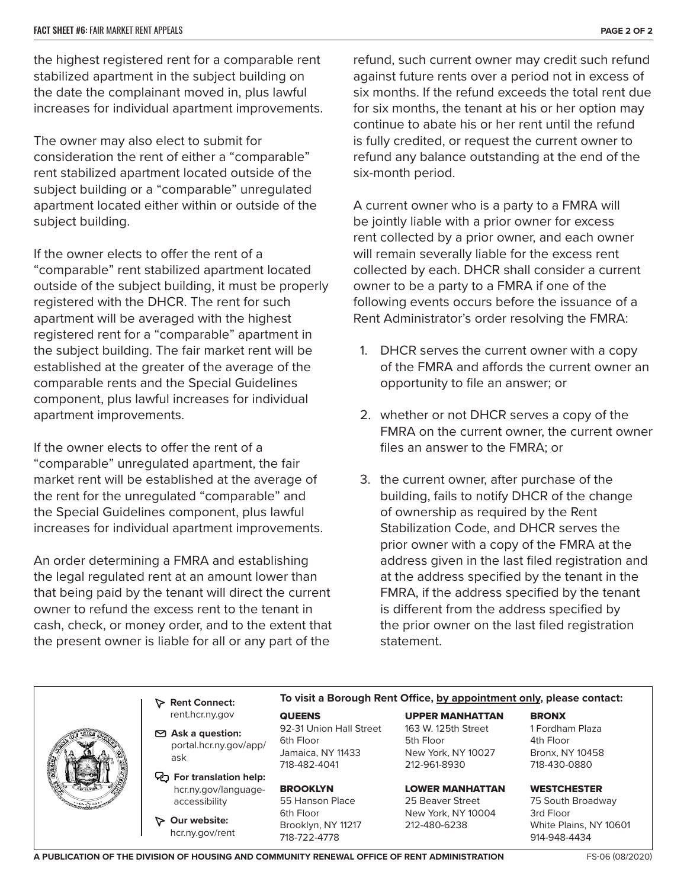the highest registered rent for a comparable rent stabilized apartment in the subject building on the date the complainant moved in, plus lawful increases for individual apartment improvements.

The owner may also elect to submit for consideration the rent of either a "comparable" rent stabilized apartment located outside of the subject building or a "comparable" unregulated apartment located either within or outside of the subject building.

If the owner elects to offer the rent of a "comparable" rent stabilized apartment located outside of the subject building, it must be properly registered with the DHCR. The rent for such apartment will be averaged with the highest registered rent for a "comparable" apartment in the subject building. The fair market rent will be established at the greater of the average of the comparable rents and the Special Guidelines component, plus lawful increases for individual apartment improvements.

If the owner elects to offer the rent of a "comparable" unregulated apartment, the fair market rent will be established at the average of the rent for the unregulated "comparable" and the Special Guidelines component, plus lawful increases for individual apartment improvements.

An order determining a FMRA and establishing the legal regulated rent at an amount lower than that being paid by the tenant will direct the current owner to refund the excess rent to the tenant in cash, check, or money order, and to the extent that the present owner is liable for all or any part of the refund, such current owner may credit such refund against future rents over a period not in excess of six months. If the refund exceeds the total rent due for six months, the tenant at his or her option may continue to abate his or her rent until the refund is fully credited, or request the current owner to refund any balance outstanding at the end of the six-month period.

A current owner who is a party to a FMRA will be jointly liable with a prior owner for excess rent collected by a prior owner, and each owner will remain severally liable for the excess rent collected by each. DHCR shall consider a current owner to be a party to a FMRA if one of the following events occurs before the issuance of a Rent Administrator's order resolving the FMRA:

1. DHCR serves the current owner with a copy of the FMRA and affords the current owner an opportunity to file an answer; or
2. whether or not DHCR serves a copy of the FMRA on the current owner, the current owner files an answer to the FMRA; or
3. the current owner, after purchase of the building, fails to notify DHCR of the change of ownership as required by the Rent Stabilization Code, and DHCR serves the prior owner with a copy of the FMRA at the address given in the last filed registration and at the address specified by the tenant in the FMRA, if the address specified by the tenant is different from the address specified by the prior owner on the last filed registration statement.

**Rent Connect:** rent.hcr.ny.gov

**Ask a question:** portal.hcr.ny.gov/app/ask

**For translation help:** hcr.ny.gov/language-accessibility

**Our website:** hcr.ny.gov/rent

**To visit a Borough Rent Office, by appointment only, please contact:**

**QUEENS**
92-31 Union Hall Street
6th Floor
Jamaica, NY 11433
718-482-4041

**BROOKLYN**
55 Hanson Place
6th Floor
Brooklyn, NY 11217
718-722-4778

**UPPER MANHATTAN**
163 W. 125th Street
5th Floor
New York, NY 10027
212-961-8930

**LOWER MANHATTAN**
25 Beaver Street
New York, NY 10004
212-480-6238

**BRONX**
1 Fordham Plaza
4th Floor
Bronx, NY 10458
718-430-0880

**WESTCHESTER**
75 South Broadway
3rd Floor
White Plains, NY 10601
914-948-4434

**A PUBLICATION OF THE DIVISION OF HOUSING AND COMMUNITY RENEWAL OFFICE OF RENT ADMINISTRATION** FS-06 (08/2020)